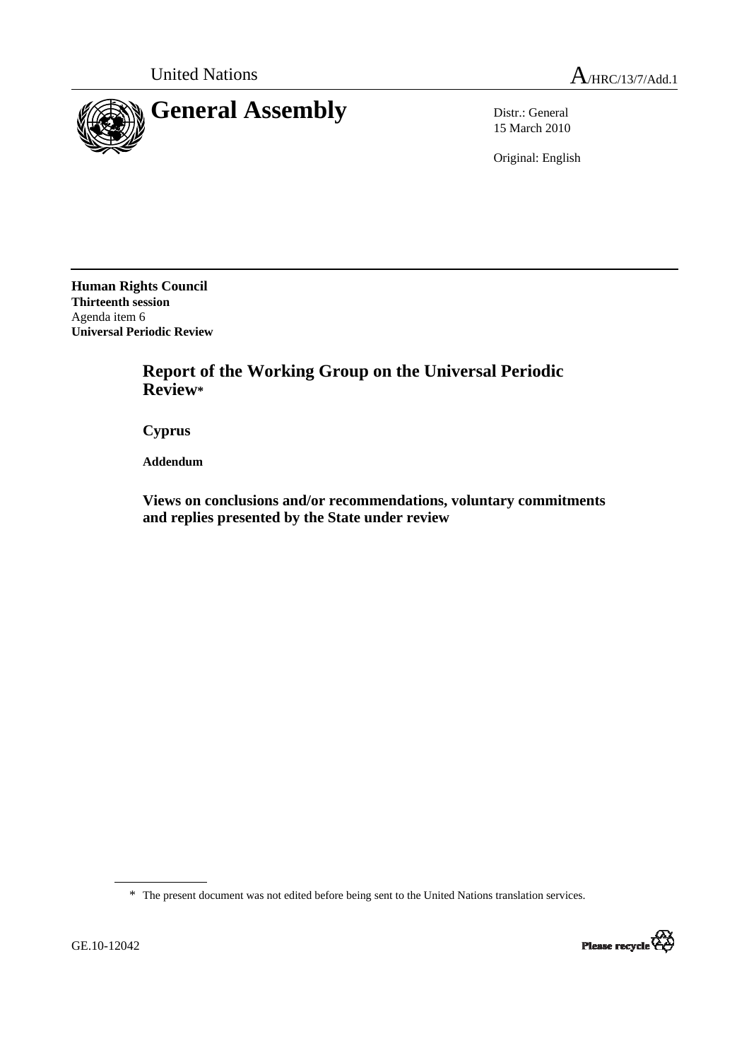United Nations

A/HRC/13/7/Add.1

# General Assembly

Distr.: General
15 March 2010

Original: English

**Human Rights Council**
**Thirteenth session**
Agenda item 6
**Universal Periodic Review**

## Report of the Working Group on the Universal Periodic Review*

**Cyprus**

**Addendum**

**Views on conclusions and/or recommendations, voluntary commitments and replies presented by the State under review**

* The present document was not edited before being sent to the United Nations translation services.

GE.10-12042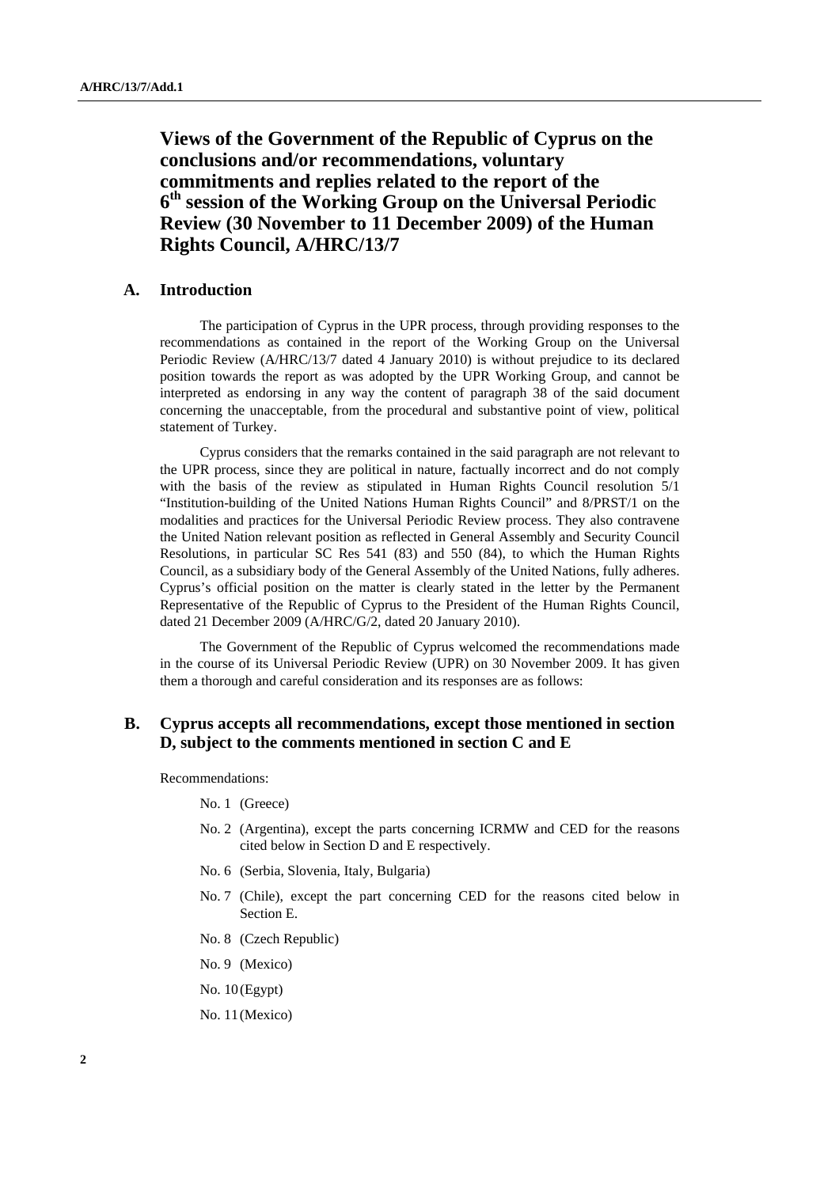# Views of the Government of the Republic of Cyprus on the conclusions and/or recommendations, voluntary commitments and replies related to the report of the 6th session of the Working Group on the Universal Periodic Review (30 November to 11 December 2009) of the Human Rights Council, A/HRC/13/7

## A. Introduction

The participation of Cyprus in the UPR process, through providing responses to the recommendations as contained in the report of the Working Group on the Universal Periodic Review (A/HRC/13/7 dated 4 January 2010) is without prejudice to its declared position towards the report as was adopted by the UPR Working Group, and cannot be interpreted as endorsing in any way the content of paragraph 38 of the said document concerning the unacceptable, from the procedural and substantive point of view, political statement of Turkey.

Cyprus considers that the remarks contained in the said paragraph are not relevant to the UPR process, since they are political in nature, factually incorrect and do not comply with the basis of the review as stipulated in Human Rights Council resolution 5/1 "Institution-building of the United Nations Human Rights Council" and 8/PRST/1 on the modalities and practices for the Universal Periodic Review process. They also contravene the United Nation relevant position as reflected in General Assembly and Security Council Resolutions, in particular SC Res 541 (83) and 550 (84), to which the Human Rights Council, as a subsidiary body of the General Assembly of the United Nations, fully adheres. Cyprus's official position on the matter is clearly stated in the letter by the Permanent Representative of the Republic of Cyprus to the President of the Human Rights Council, dated 21 December 2009 (A/HRC/G/2, dated 20 January 2010).

The Government of the Republic of Cyprus welcomed the recommendations made in the course of its Universal Periodic Review (UPR) on 30 November 2009. It has given them a thorough and careful consideration and its responses are as follows:

## B. Cyprus accepts all recommendations, except those mentioned in section D, subject to the comments mentioned in section C and E

Recommendations:

- No. 1 (Greece)
- No. 2 (Argentina), except the parts concerning ICRMW and CED for the reasons cited below in Section D and E respectively.
- No. 6 (Serbia, Slovenia, Italy, Bulgaria)
- No. 7 (Chile), except the part concerning CED for the reasons cited below in Section E.
- No. 8 (Czech Republic)
- No. 9 (Mexico)
- No. 10 (Egypt)
- No. 11 (Mexico)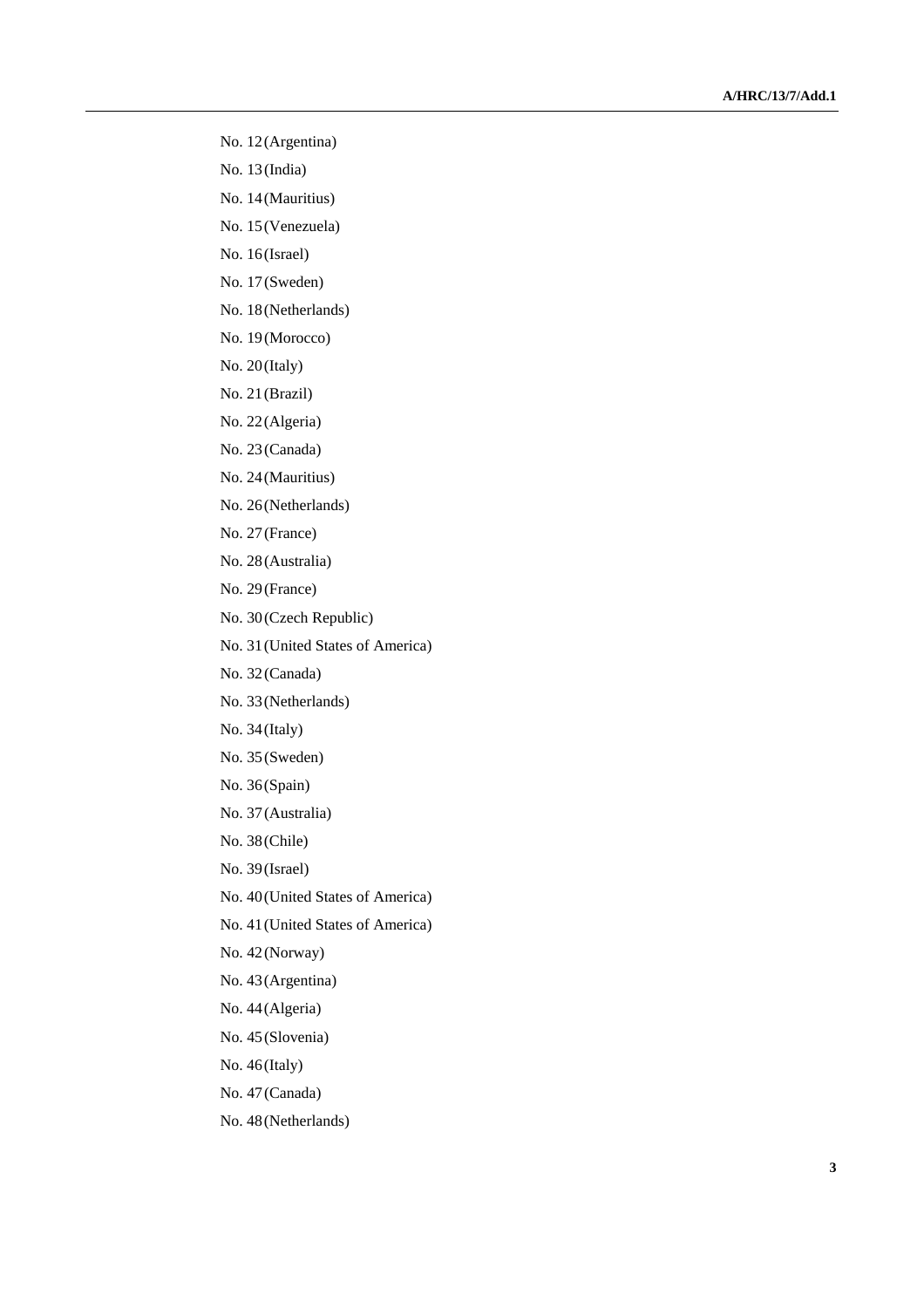No. 12 (Argentina)

No. 13 (India)

No. 14 (Mauritius)

No. 15 (Venezuela)

No. 16 (Israel)

No. 17 (Sweden)

No. 18 (Netherlands)

No. 19 (Morocco)

No. 20 (Italy)

No. 21 (Brazil)

No. 22 (Algeria)

No. 23 (Canada)

No. 24 (Mauritius)

No. 26 (Netherlands)

No. 27 (France)

No. 28 (Australia)

No. 29 (France)

No. 30 (Czech Republic)

No. 31 (United States of America)

No. 32 (Canada)

No. 33 (Netherlands)

No. 34 (Italy)

No. 35 (Sweden)

No. 36 (Spain)

No. 37 (Australia)

No. 38 (Chile)

No. 39 (Israel)

No. 40 (United States of America)

No. 41 (United States of America)

No. 42 (Norway)

No. 43 (Argentina)

No. 44 (Algeria)

No. 45 (Slovenia)

No. 46 (Italy)

No. 47 (Canada)

No. 48 (Netherlands)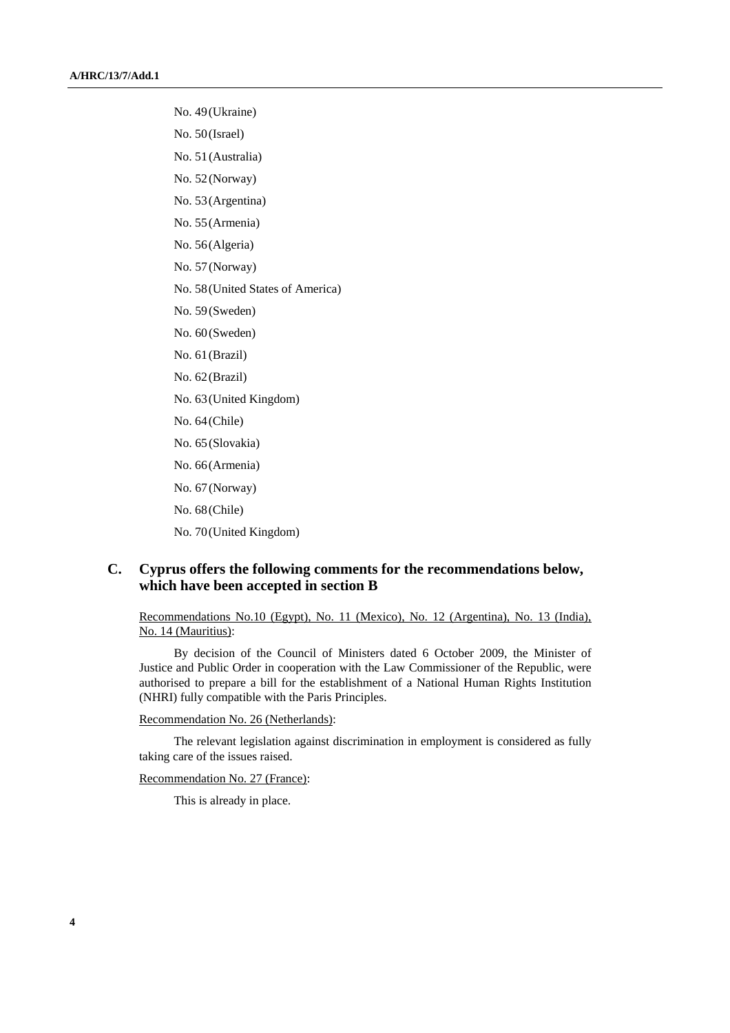No. 49 (Ukraine)

No. 50 (Israel)

No. 51 (Australia)

No. 52 (Norway)

No. 53 (Argentina)

No. 55 (Armenia)

No. 56 (Algeria)

No. 57 (Norway)

No. 58 (United States of America)

No. 59 (Sweden)

No. 60 (Sweden)

No. 61 (Brazil)

No. 62 (Brazil)

No. 63 (United Kingdom)

No. 64 (Chile)

No. 65 (Slovakia)

No. 66 (Armenia)

No. 67 (Norway)

No. 68 (Chile)

No. 70 (United Kingdom)

## C. Cyprus offers the following comments for the recommendations below, which have been accepted in section B

Recommendations No.10 (Egypt), No. 11 (Mexico), No. 12 (Argentina), No. 13 (India), No. 14 (Mauritius):

By decision of the Council of Ministers dated 6 October 2009, the Minister of Justice and Public Order in cooperation with the Law Commissioner of the Republic, were authorised to prepare a bill for the establishment of a National Human Rights Institution (NHRI) fully compatible with the Paris Principles.

Recommendation No. 26 (Netherlands):

The relevant legislation against discrimination in employment is considered as fully taking care of the issues raised.

Recommendation No. 27 (France):

This is already in place.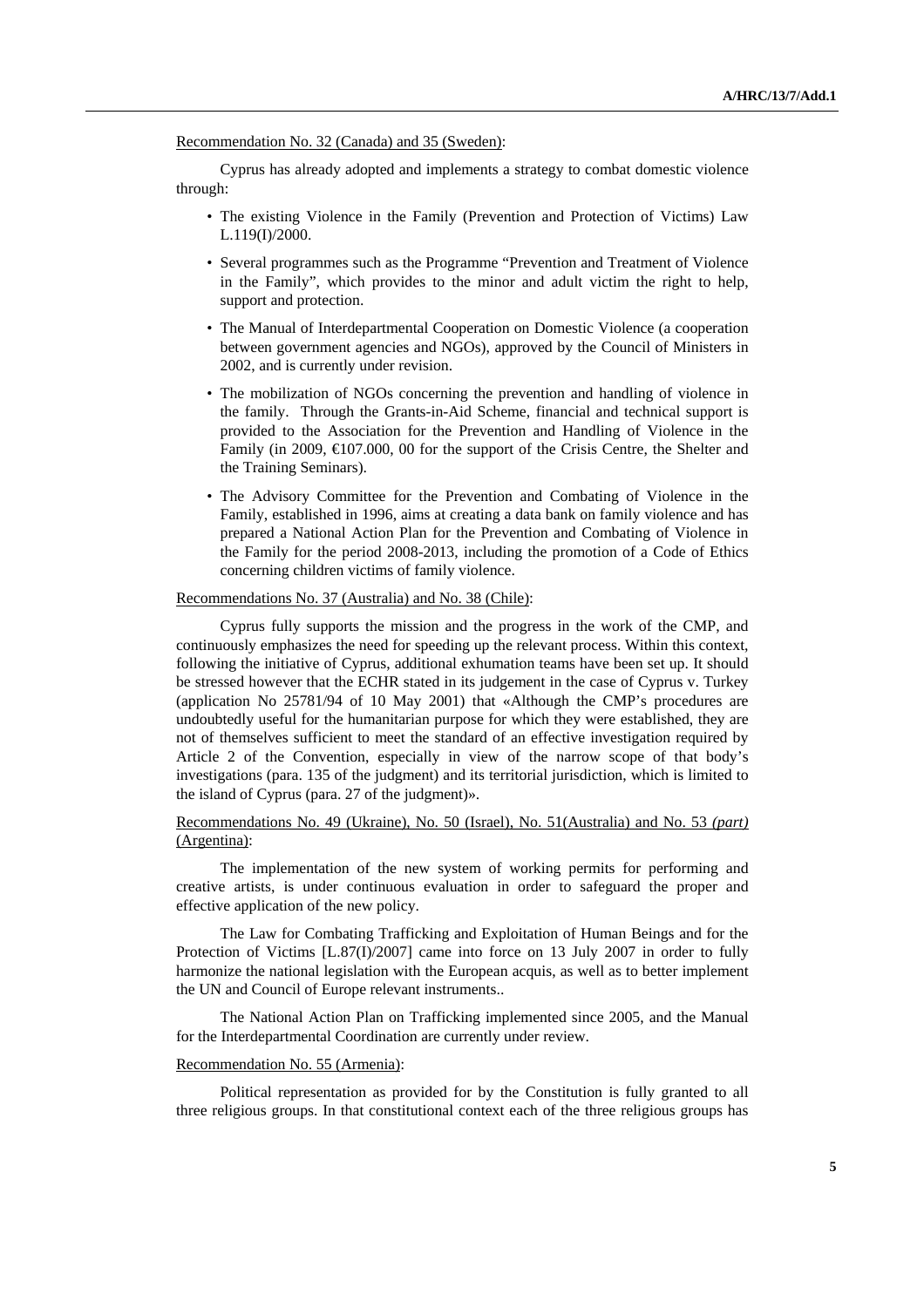Recommendation No. 32 (Canada) and 35 (Sweden):

Cyprus has already adopted and implements a strategy to combat domestic violence through:

- The existing Violence in the Family (Prevention and Protection of Victims) Law L.119(I)/2000.
- Several programmes such as the Programme "Prevention and Treatment of Violence in the Family", which provides to the minor and adult victim the right to help, support and protection.
- The Manual of Interdepartmental Cooperation on Domestic Violence (a cooperation between government agencies and NGOs), approved by the Council of Ministers in 2002, and is currently under revision.
- The mobilization of NGOs concerning the prevention and handling of violence in the family. Through the Grants-in-Aid Scheme, financial and technical support is provided to the Association for the Prevention and Handling of Violence in the Family (in 2009, €107.000, 00 for the support of the Crisis Centre, the Shelter and the Training Seminars).
- The Advisory Committee for the Prevention and Combating of Violence in the Family, established in 1996, aims at creating a data bank on family violence and has prepared a National Action Plan for the Prevention and Combating of Violence in the Family for the period 2008-2013, including the promotion of a Code of Ethics concerning children victims of family violence.

Recommendations No. 37 (Australia) and No. 38 (Chile):

Cyprus fully supports the mission and the progress in the work of the CMP, and continuously emphasizes the need for speeding up the relevant process. Within this context, following the initiative of Cyprus, additional exhumation teams have been set up. It should be stressed however that the ECHR stated in its judgement in the case of Cyprus v. Turkey (application No 25781/94 of 10 May 2001) that «Although the CMP's procedures are undoubtedly useful for the humanitarian purpose for which they were established, they are not of themselves sufficient to meet the standard of an effective investigation required by Article 2 of the Convention, especially in view of the narrow scope of that body's investigations (para. 135 of the judgment) and its territorial jurisdiction, which is limited to the island of Cyprus (para. 27 of the judgment)».

Recommendations No. 49 (Ukraine), No. 50 (Israel), No. 51(Australia) and No. 53 *(part)* (Argentina):

The implementation of the new system of working permits for performing and creative artists, is under continuous evaluation in order to safeguard the proper and effective application of the new policy.

The Law for Combating Trafficking and Exploitation of Human Beings and for the Protection of Victims [L.87(I)/2007] came into force on 13 July 2007 in order to fully harmonize the national legislation with the European acquis, as well as to better implement the UN and Council of Europe relevant instruments..

The National Action Plan on Trafficking implemented since 2005, and the Manual for the Interdepartmental Coordination are currently under review.

Recommendation No. 55 (Armenia):

Political representation as provided for by the Constitution is fully granted to all three religious groups. In that constitutional context each of the three religious groups has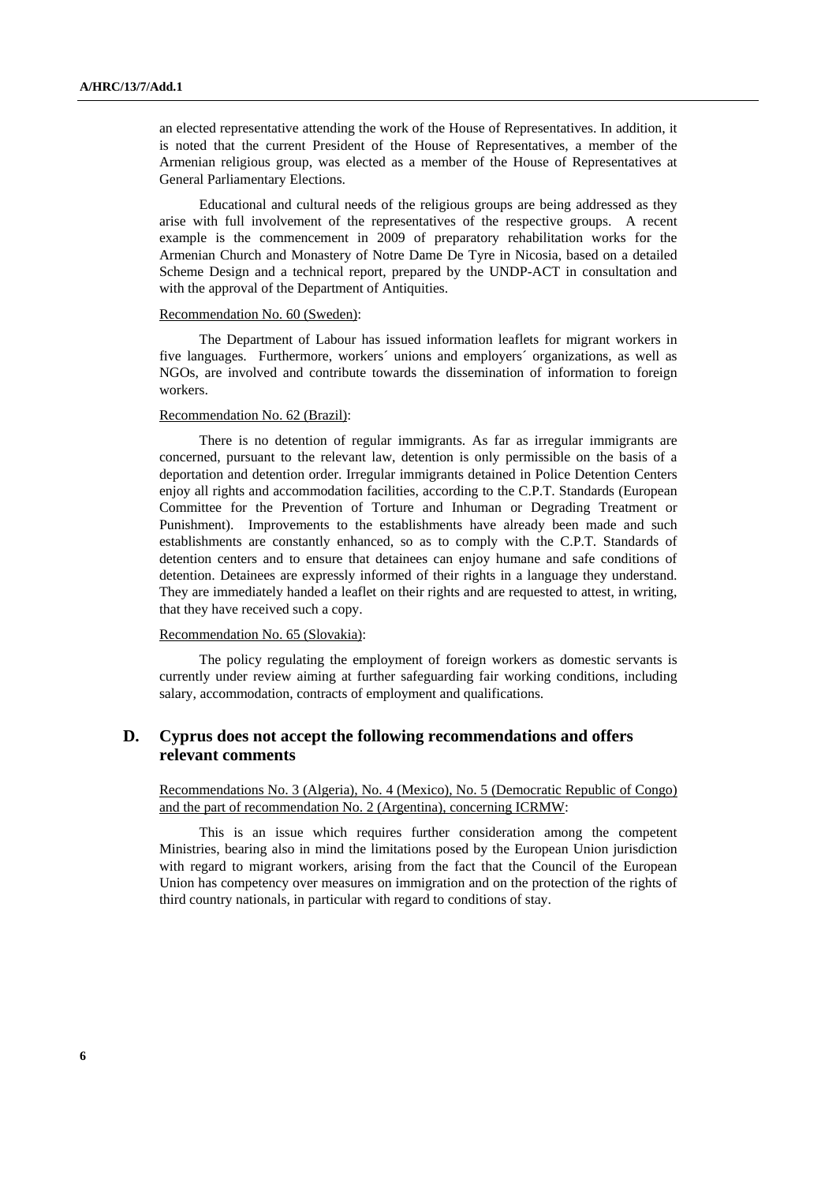an elected representative attending the work of the House of Representatives. In addition, it is noted that the current President of the House of Representatives, a member of the Armenian religious group, was elected as a member of the House of Representatives at General Parliamentary Elections.

Educational and cultural needs of the religious groups are being addressed as they arise with full involvement of the representatives of the respective groups. A recent example is the commencement in 2009 of preparatory rehabilitation works for the Armenian Church and Monastery of Notre Dame De Tyre in Nicosia, based on a detailed Scheme Design and a technical report, prepared by the UNDP-ACT in consultation and with the approval of the Department of Antiquities.

Recommendation No. 60 (Sweden):

The Department of Labour has issued information leaflets for migrant workers in five languages. Furthermore, workers´ unions and employers´ organizations, as well as NGOs, are involved and contribute towards the dissemination of information to foreign workers.

Recommendation No. 62 (Brazil):

There is no detention of regular immigrants. As far as irregular immigrants are concerned, pursuant to the relevant law, detention is only permissible on the basis of a deportation and detention order. Irregular immigrants detained in Police Detention Centers enjoy all rights and accommodation facilities, according to the C.P.T. Standards (European Committee for the Prevention of Torture and Inhuman or Degrading Treatment or Punishment). Improvements to the establishments have already been made and such establishments are constantly enhanced, so as to comply with the C.P.T. Standards of detention centers and to ensure that detainees can enjoy humane and safe conditions of detention. Detainees are expressly informed of their rights in a language they understand. They are immediately handed a leaflet on their rights and are requested to attest, in writing, that they have received such a copy.

Recommendation No. 65 (Slovakia):

The policy regulating the employment of foreign workers as domestic servants is currently under review aiming at further safeguarding fair working conditions, including salary, accommodation, contracts of employment and qualifications.

## D. Cyprus does not accept the following recommendations and offers relevant comments

Recommendations No. 3 (Algeria), No. 4 (Mexico), No. 5 (Democratic Republic of Congo) and the part of recommendation No. 2 (Argentina), concerning ICRMW:

This is an issue which requires further consideration among the competent Ministries, bearing also in mind the limitations posed by the European Union jurisdiction with regard to migrant workers, arising from the fact that the Council of the European Union has competency over measures on immigration and on the protection of the rights of third country nationals, in particular with regard to conditions of stay.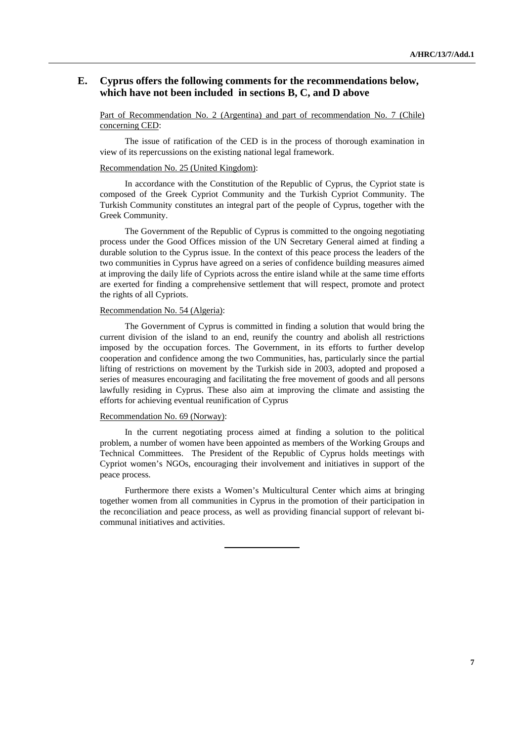## E. Cyprus offers the following comments for the recommendations below, which have not been included in sections B, C, and D above

Part of Recommendation No. 2 (Argentina) and part of recommendation No. 7 (Chile) concerning CED:

The issue of ratification of the CED is in the process of thorough examination in view of its repercussions on the existing national legal framework.

Recommendation No. 25 (United Kingdom):

In accordance with the Constitution of the Republic of Cyprus, the Cypriot state is composed of the Greek Cypriot Community and the Turkish Cypriot Community. The Turkish Community constitutes an integral part of the people of Cyprus, together with the Greek Community.

The Government of the Republic of Cyprus is committed to the ongoing negotiating process under the Good Offices mission of the UN Secretary General aimed at finding a durable solution to the Cyprus issue. In the context of this peace process the leaders of the two communities in Cyprus have agreed on a series of confidence building measures aimed at improving the daily life of Cypriots across the entire island while at the same time efforts are exerted for finding a comprehensive settlement that will respect, promote and protect the rights of all Cypriots.

Recommendation No. 54 (Algeria):

The Government of Cyprus is committed in finding a solution that would bring the current division of the island to an end, reunify the country and abolish all restrictions imposed by the occupation forces. The Government, in its efforts to further develop cooperation and confidence among the two Communities, has, particularly since the partial lifting of restrictions on movement by the Turkish side in 2003, adopted and proposed a series of measures encouraging and facilitating the free movement of goods and all persons lawfully residing in Cyprus. These also aim at improving the climate and assisting the efforts for achieving eventual reunification of Cyprus

Recommendation No. 69 (Norway):

In the current negotiating process aimed at finding a solution to the political problem, a number of women have been appointed as members of the Working Groups and Technical Committees. The President of the Republic of Cyprus holds meetings with Cypriot women's NGOs, encouraging their involvement and initiatives in support of the peace process.

Furthermore there exists a Women's Multicultural Center which aims at bringing together women from all communities in Cyprus in the promotion of their participation in the reconciliation and peace process, as well as providing financial support of relevant bi-communal initiatives and activities.